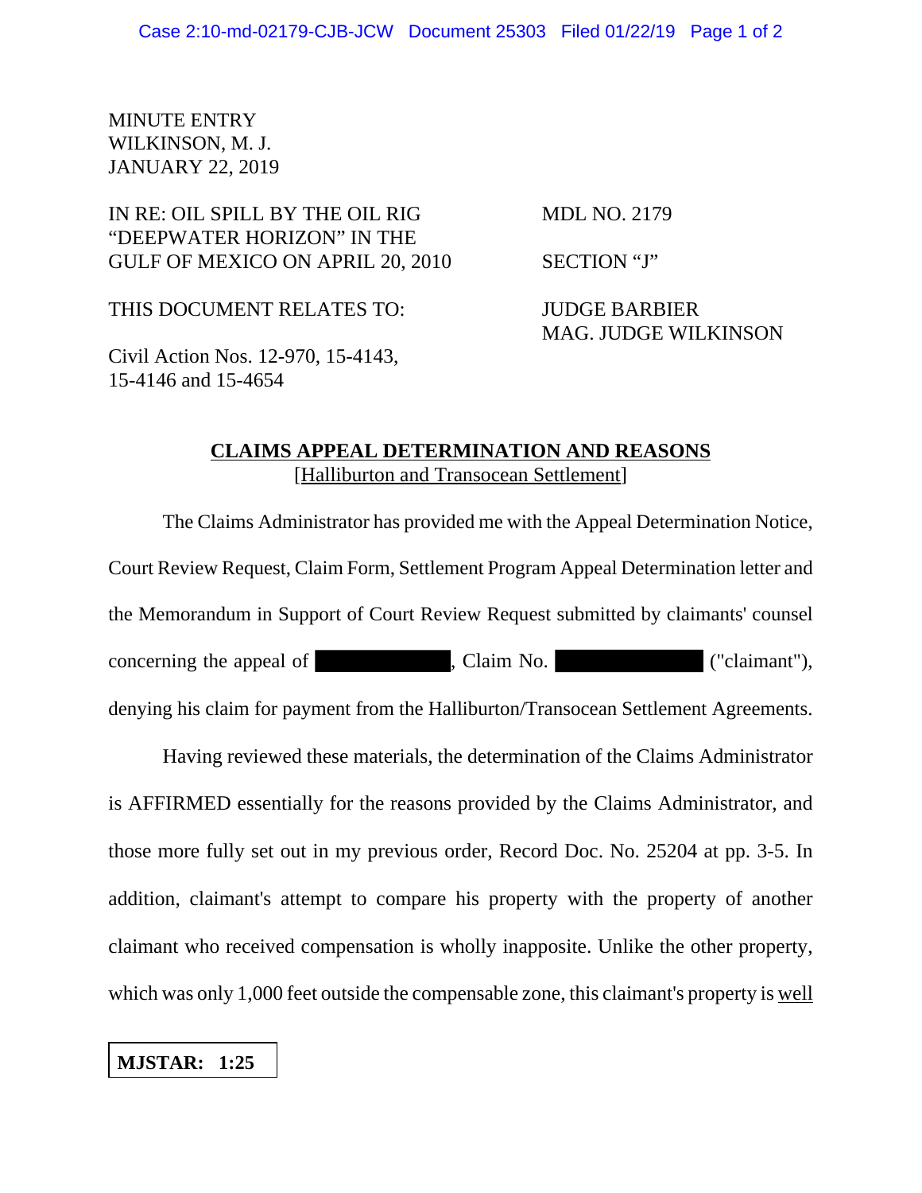MINUTE ENTRY
WILKINSON, M. J.
JANUARY 22, 2019

IN RE: OIL SPILL BY THE OIL RIG "DEEPWATER HORIZON" IN THE GULF OF MEXICO ON APRIL 20, 2010

MDL NO. 2179

SECTION "J"

THIS DOCUMENT RELATES TO:

JUDGE BARBIER
MAG. JUDGE WILKINSON

Civil Action Nos. 12-970, 15-4143, 15-4146 and 15-4654

## CLAIMS APPEAL DETERMINATION AND REASONS
[Halliburton and Transocean Settlement]

The Claims Administrator has provided me with the Appeal Determination Notice, Court Review Request, Claim Form, Settlement Program Appeal Determination letter and the Memorandum in Support of Court Review Request submitted by claimants' counsel concerning the appeal of [REDACTED], Claim No. [REDACTED] ("claimant"), denying his claim for payment from the Halliburton/Transocean Settlement Agreements.

Having reviewed these materials, the determination of the Claims Administrator is AFFIRMED essentially for the reasons provided by the Claims Administrator, and those more fully set out in my previous order, Record Doc. No. 25204 at pp. 3-5. In addition, claimant's attempt to compare his property with the property of another claimant who received compensation is wholly inapposite. Unlike the other property, which was only 1,000 feet outside the compensable zone, this claimant's property is <u>well</u>

**MJSTAR: 1:25**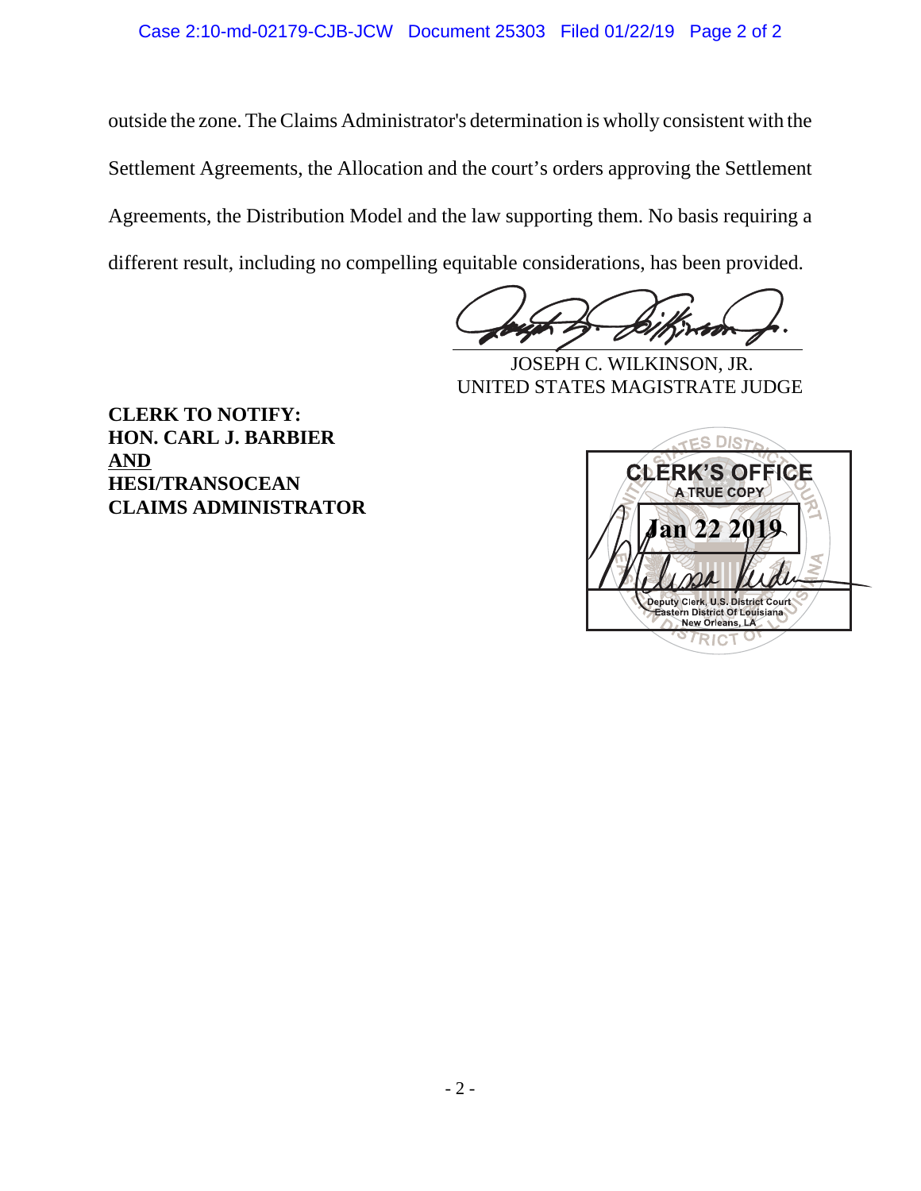outside the zone. The Claims Administrator's determination is wholly consistent with the Settlement Agreements, the Allocation and the court's orders approving the Settlement Agreements, the Distribution Model and the law supporting them. No basis requiring a different result, including no compelling equitable considerations, has been provided.

JOSEPH C. WILKINSON, JR.
UNITED STATES MAGISTRATE JUDGE

**CLERK TO NOTIFY:**
**HON. CARL J. BARBIER**
**<u>AND</u>**
**HESI/TRANSOCEAN**
**CLAIMS ADMINISTRATOR**

CLERK'S OFFICE
A TRUE COPY
Jan 22 2019
Deputy Clerk, U.S. District Court
Eastern District Of Louisiana
New Orleans, LA